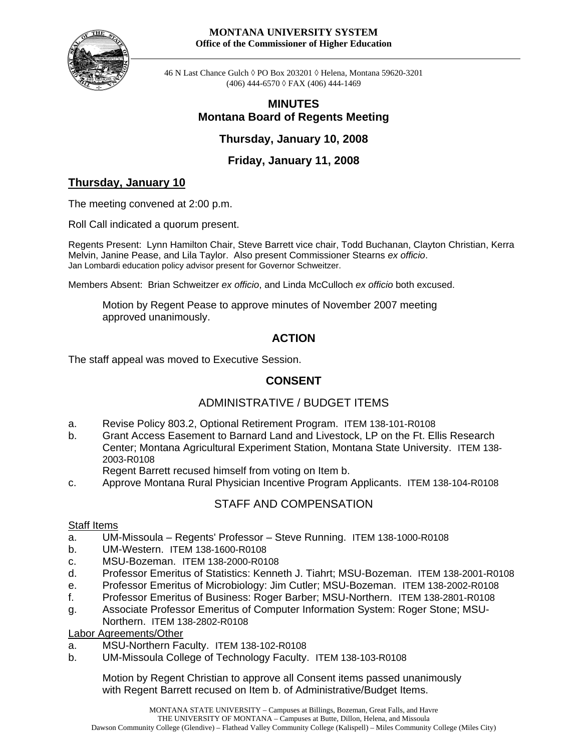**MONTANA UNIVERSITY SYSTEM**
**Office of the Commissioner of Higher Education**

46 N Last Chance Gulch ◊ PO Box 203201 ◊ Helena, Montana 59620-3201
(406) 444-6570 ◊ FAX (406) 444-1469

# MINUTES
# Montana Board of Regents Meeting

## Thursday, January 10, 2008

## Friday, January 11, 2008

## Thursday, January 10

The meeting convened at 2:00 p.m.

Roll Call indicated a quorum present.

Regents Present: Lynn Hamilton Chair, Steve Barrett vice chair, Todd Buchanan, Clayton Christian, Kerra Melvin, Janine Pease, and Lila Taylor. Also present Commissioner Stearns *ex officio*. Jan Lombardi education policy advisor present for Governor Schweitzer.

Members Absent: Brian Schweitzer *ex officio*, and Linda McCulloch *ex officio* both excused.

> Motion by Regent Pease to approve minutes of November 2007 meeting approved unanimously.

### ACTION

The staff appeal was moved to Executive Session.

### CONSENT

#### ADMINISTRATIVE / BUDGET ITEMS

a. Revise Policy 803.2, Optional Retirement Program. ITEM 138-101-R0108
b. Grant Access Easement to Barnard Land and Livestock, LP on the Ft. Ellis Research Center; Montana Agricultural Experiment Station, Montana State University. ITEM 138-2003-R0108
   Regent Barrett recused himself from voting on Item b.
c. Approve Montana Rural Physician Incentive Program Applicants. ITEM 138-104-R0108

#### STAFF AND COMPENSATION

Staff Items

a. UM-Missoula – Regents' Professor – Steve Running. ITEM 138-1000-R0108
b. UM-Western. ITEM 138-1600-R0108
c. MSU-Bozeman. ITEM 138-2000-R0108
d. Professor Emeritus of Statistics: Kenneth J. Tiahrt; MSU-Bozeman. ITEM 138-2001-R0108
e. Professor Emeritus of Microbiology: Jim Cutler; MSU-Bozeman. ITEM 138-2002-R0108
f. Professor Emeritus of Business: Roger Barber; MSU-Northern. ITEM 138-2801-R0108
g. Associate Professor Emeritus of Computer Information System: Roger Stone; MSU-Northern. ITEM 138-2802-R0108

Labor Agreements/Other

a. MSU-Northern Faculty. ITEM 138-102-R0108
b. UM-Missoula College of Technology Faculty. ITEM 138-103-R0108

> Motion by Regent Christian to approve all Consent items passed unanimously with Regent Barrett recused on Item b. of Administrative/Budget Items.

MONTANA STATE UNIVERSITY – Campuses at Billings, Bozeman, Great Falls, and Havre
THE UNIVERSITY OF MONTANA – Campuses at Butte, Dillon, Helena, and Missoula
Dawson Community College (Glendive) – Flathead Valley Community College (Kalispell) – Miles Community College (Miles City)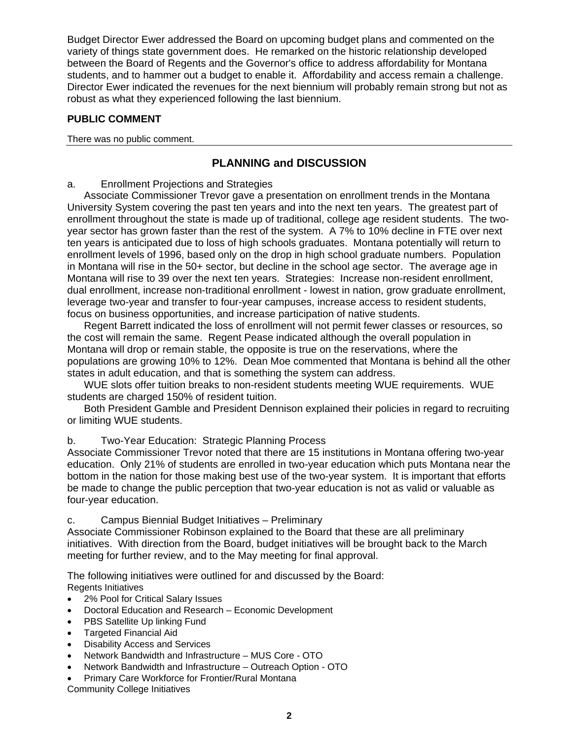Budget Director Ewer addressed the Board on upcoming budget plans and commented on the variety of things state government does. He remarked on the historic relationship developed between the Board of Regents and the Governor's office to address affordability for Montana students, and to hammer out a budget to enable it. Affordability and access remain a challenge. Director Ewer indicated the revenues for the next biennium will probably remain strong but not as robust as what they experienced following the last biennium.

**PUBLIC COMMENT**

There was no public comment.

## PLANNING and DISCUSSION

a. Enrollment Projections and Strategies

Associate Commissioner Trevor gave a presentation on enrollment trends in the Montana University System covering the past ten years and into the next ten years. The greatest part of enrollment throughout the state is made up of traditional, college age resident students. The two-year sector has grown faster than the rest of the system. A 7% to 10% decline in FTE over next ten years is anticipated due to loss of high schools graduates. Montana potentially will return to enrollment levels of 1996, based only on the drop in high school graduate numbers. Population in Montana will rise in the 50+ sector, but decline in the school age sector. The average age in Montana will rise to 39 over the next ten years. Strategies: Increase non-resident enrollment, dual enrollment, increase non-traditional enrollment - lowest in nation, grow graduate enrollment, leverage two-year and transfer to four-year campuses, increase access to resident students, focus on business opportunities, and increase participation of native students.

Regent Barrett indicated the loss of enrollment will not permit fewer classes or resources, so the cost will remain the same. Regent Pease indicated although the overall population in Montana will drop or remain stable, the opposite is true on the reservations, where the populations are growing 10% to 12%. Dean Moe commented that Montana is behind all the other states in adult education, and that is something the system can address.

WUE slots offer tuition breaks to non-resident students meeting WUE requirements. WUE students are charged 150% of resident tuition.

Both President Gamble and President Dennison explained their policies in regard to recruiting or limiting WUE students.

b. Two-Year Education: Strategic Planning Process

Associate Commissioner Trevor noted that there are 15 institutions in Montana offering two-year education. Only 21% of students are enrolled in two-year education which puts Montana near the bottom in the nation for those making best use of the two-year system. It is important that efforts be made to change the public perception that two-year education is not as valid or valuable as four-year education.

c. Campus Biennial Budget Initiatives – Preliminary

Associate Commissioner Robinson explained to the Board that these are all preliminary initiatives. With direction from the Board, budget initiatives will be brought back to the March meeting for further review, and to the May meeting for final approval.

The following initiatives were outlined for and discussed by the Board:

Regents Initiatives

- 2% Pool for Critical Salary Issues
- Doctoral Education and Research – Economic Development
- PBS Satellite Up linking Fund
- Targeted Financial Aid
- Disability Access and Services
- Network Bandwidth and Infrastructure – MUS Core - OTO
- Network Bandwidth and Infrastructure – Outreach Option - OTO
- Primary Care Workforce for Frontier/Rural Montana

Community College Initiatives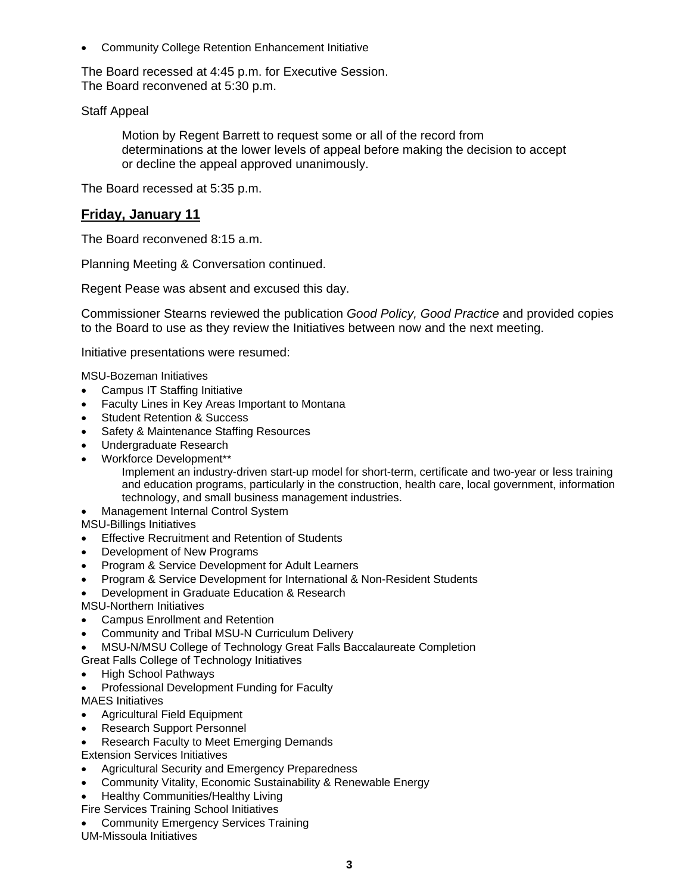- Community College Retention Enhancement Initiative

The Board recessed at 4:45 p.m. for Executive Session.
The Board reconvened at 5:30 p.m.

Staff Appeal

> Motion by Regent Barrett to request some or all of the record from determinations at the lower levels of appeal before making the decision to accept or decline the appeal approved unanimously.

The Board recessed at 5:35 p.m.

## **Friday, January 11**

The Board reconvened 8:15 a.m.

Planning Meeting & Conversation continued.

Regent Pease was absent and excused this day.

Commissioner Stearns reviewed the publication *Good Policy, Good Practice* and provided copies to the Board to use as they review the Initiatives between now and the next meeting.

Initiative presentations were resumed:

MSU-Bozeman Initiatives
- Campus IT Staffing Initiative
- Faculty Lines in Key Areas Important to Montana
- Student Retention & Success
- Safety & Maintenance Staffing Resources
- Undergraduate Research
- Workforce Development**
  Implement an industry-driven start-up model for short-term, certificate and two-year or less training and education programs, particularly in the construction, health care, local government, information technology, and small business management industries.
- Management Internal Control System

MSU-Billings Initiatives
- Effective Recruitment and Retention of Students
- Development of New Programs
- Program & Service Development for Adult Learners
- Program & Service Development for International & Non-Resident Students
- Development in Graduate Education & Research

MSU-Northern Initiatives
- Campus Enrollment and Retention
- Community and Tribal MSU-N Curriculum Delivery
- MSU-N/MSU College of Technology Great Falls Baccalaureate Completion

Great Falls College of Technology Initiatives
- High School Pathways
- Professional Development Funding for Faculty

MAES Initiatives
- Agricultural Field Equipment
- Research Support Personnel
- Research Faculty to Meet Emerging Demands

Extension Services Initiatives
- Agricultural Security and Emergency Preparedness
- Community Vitality, Economic Sustainability & Renewable Energy
- Healthy Communities/Healthy Living

Fire Services Training School Initiatives
- Community Emergency Services Training

UM-Missoula Initiatives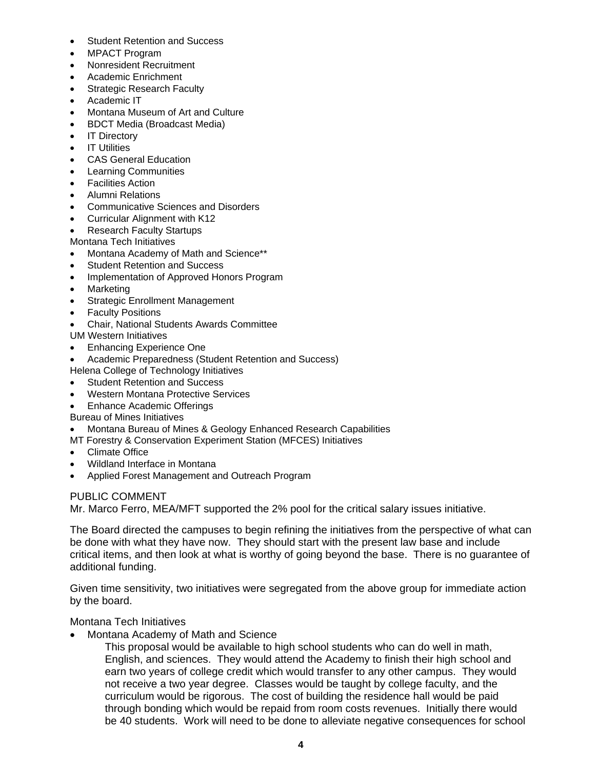- Student Retention and Success
- MPACT Program
- Nonresident Recruitment
- Academic Enrichment
- Strategic Research Faculty
- Academic IT
- Montana Museum of Art and Culture
- BDCT Media (Broadcast Media)
- IT Directory
- IT Utilities
- CAS General Education
- Learning Communities
- Facilities Action
- Alumni Relations
- Communicative Sciences and Disorders
- Curricular Alignment with K12
- Research Faculty Startups

Montana Tech Initiatives

- Montana Academy of Math and Science**
- Student Retention and Success
- Implementation of Approved Honors Program
- Marketing
- Strategic Enrollment Management
- Faculty Positions
- Chair, National Students Awards Committee

UM Western Initiatives

- Enhancing Experience One
- Academic Preparedness (Student Retention and Success)

Helena College of Technology Initiatives

- Student Retention and Success
- Western Montana Protective Services
- Enhance Academic Offerings

Bureau of Mines Initiatives

- Montana Bureau of Mines & Geology Enhanced Research Capabilities

MT Forestry & Conservation Experiment Station (MFCES) Initiatives

- Climate Office
- Wildland Interface in Montana
- Applied Forest Management and Outreach Program

PUBLIC COMMENT

Mr. Marco Ferro, MEA/MFT supported the 2% pool for the critical salary issues initiative.

The Board directed the campuses to begin refining the initiatives from the perspective of what can be done with what they have now. They should start with the present law base and include critical items, and then look at what is worthy of going beyond the base. There is no guarantee of additional funding.

Given time sensitivity, two initiatives were segregated from the above group for immediate action by the board.

Montana Tech Initiatives

- Montana Academy of Math and Science

  This proposal would be available to high school students who can do well in math, English, and sciences. They would attend the Academy to finish their high school and earn two years of college credit which would transfer to any other campus. They would not receive a two year degree. Classes would be taught by college faculty, and the curriculum would be rigorous. The cost of building the residence hall would be paid through bonding which would be repaid from room costs revenues. Initially there would be 40 students. Work will need to be done to alleviate negative consequences for school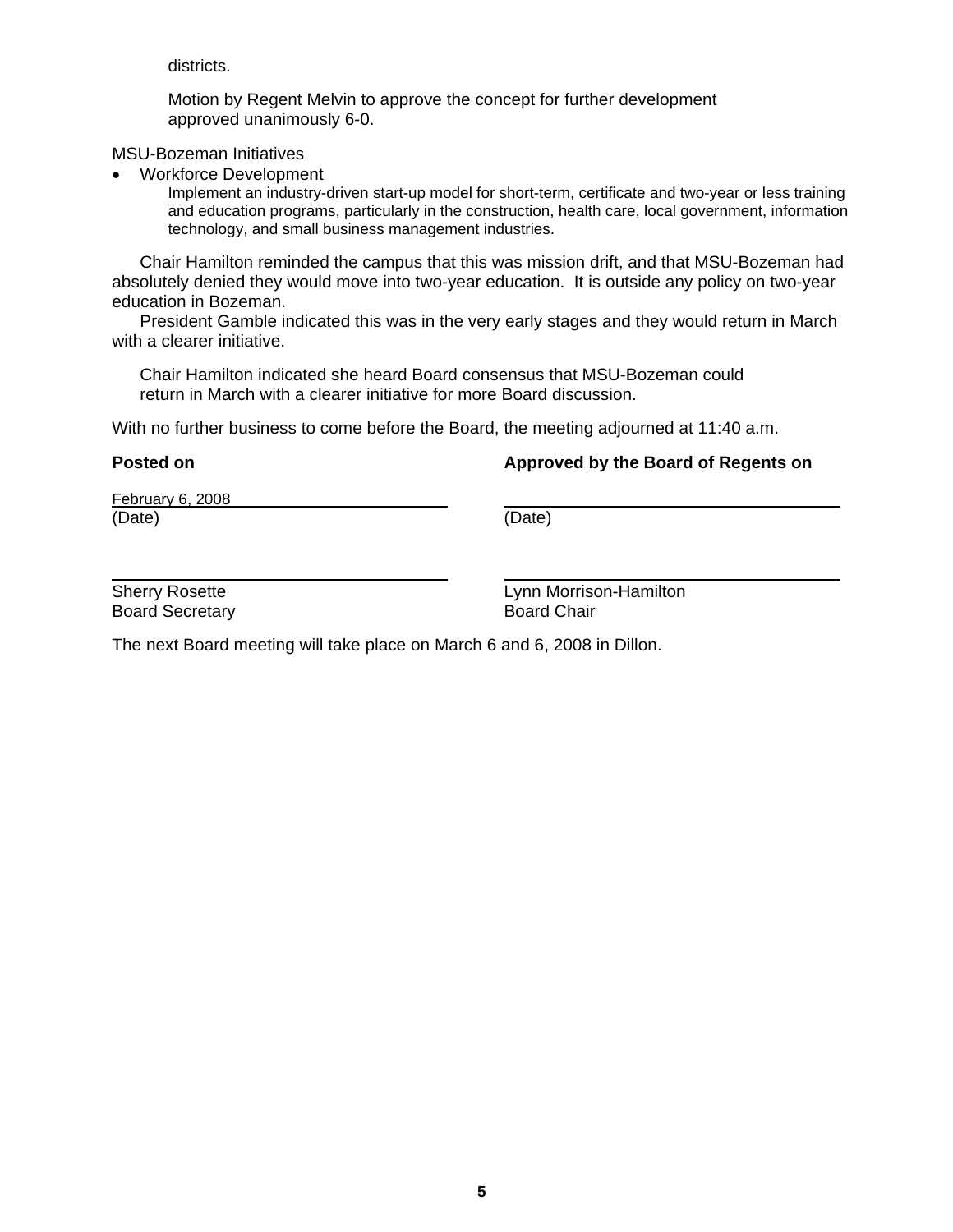districts.

Motion by Regent Melvin to approve the concept for further development approved unanimously 6-0.

MSU-Bozeman Initiatives

- Workforce Development
  
  Implement an industry-driven start-up model for short-term, certificate and two-year or less training and education programs, particularly in the construction, health care, local government, information technology, and small business management industries.

Chair Hamilton reminded the campus that this was mission drift, and that MSU-Bozeman had absolutely denied they would move into two-year education. It is outside any policy on two-year education in Bozeman.

President Gamble indicated this was in the very early stages and they would return in March with a clearer initiative.

Chair Hamilton indicated she heard Board consensus that MSU-Bozeman could return in March with a clearer initiative for more Board discussion.

With no further business to come before the Board, the meeting adjourned at 11:40 a.m.

| **Posted on** | **Approved by the Board of Regents on** |
|---|---|
| February 6, 2008 | |
| (Date) | (Date) |
| | |
| Sherry Rosette<br>Board Secretary | Lynn Morrison-Hamilton<br>Board Chair |

The next Board meeting will take place on March 6 and 6, 2008 in Dillon.